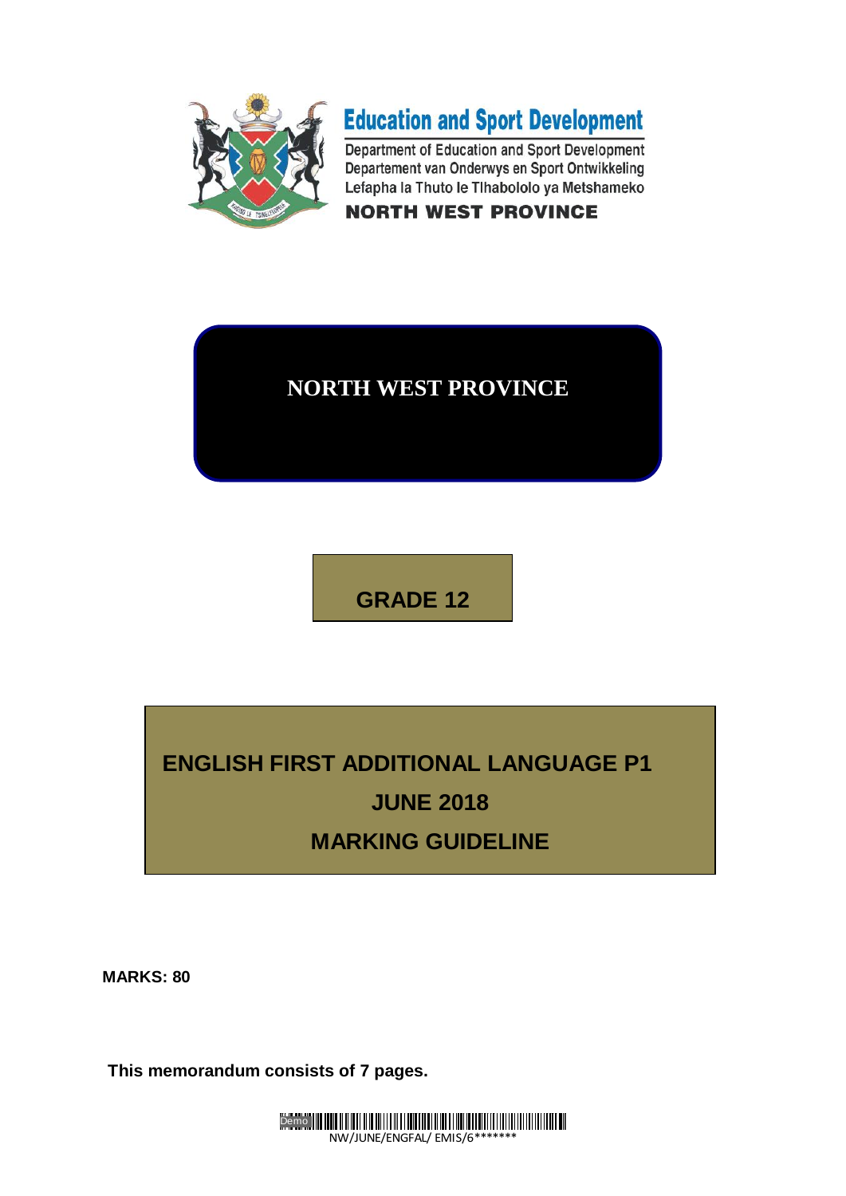**Education and Sport Development**

Department of Education and Sport Development
Departement van Onderwys en Sport Ontwikkeling
Lefapha la Thuto le Tlhabololo ya Metshameko

**NORTH WEST PROVINCE**

# NORTH WEST PROVINCE

## GRADE 12

## ENGLISH FIRST ADDITIONAL LANGUAGE P1

## JUNE 2018

## MARKING GUIDELINE

**MARKS: 80**

**This memorandum consists of 7 pages.**

NW/JUNE/ENGFAL/ EMIS/6*******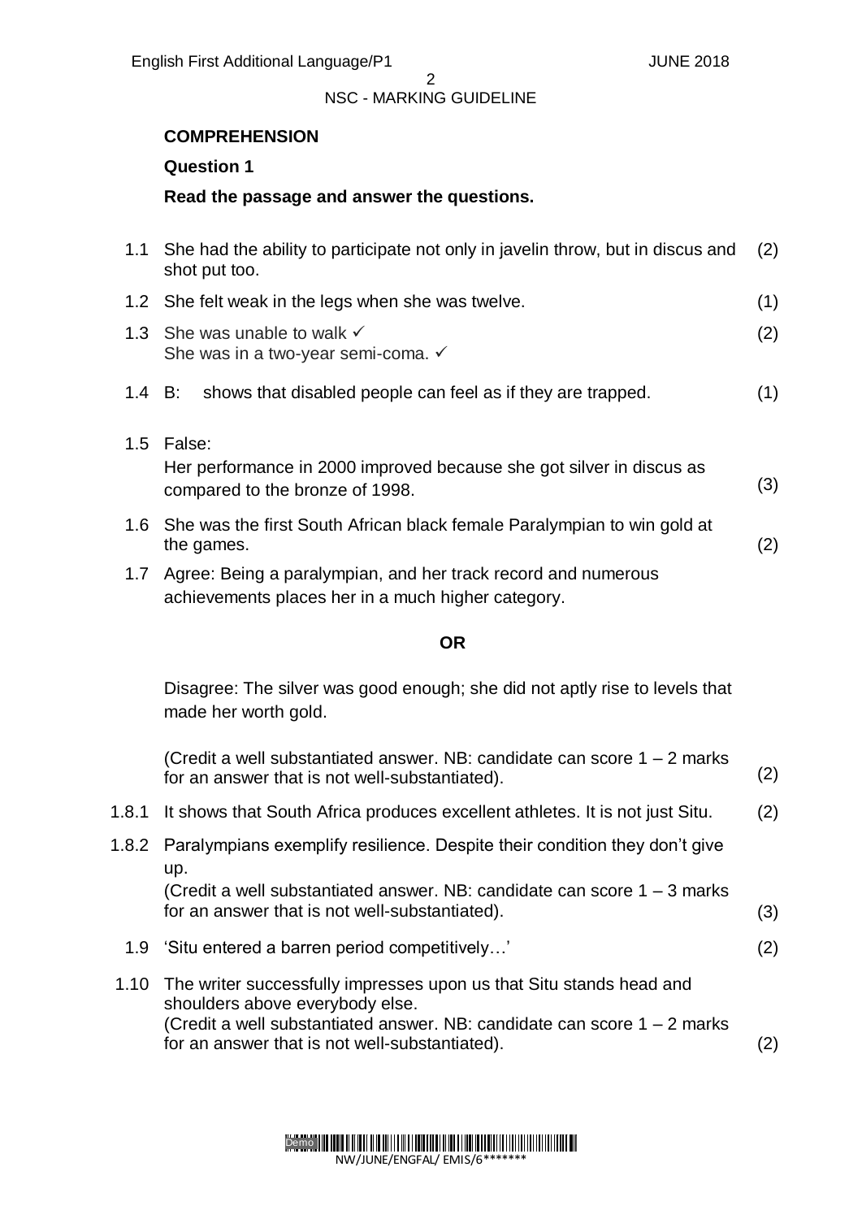## COMPREHENSION

### Question 1

**Read the passage and answer the questions.**

| | | |
|---|---|---|
| 1.1 | She had the ability to participate not only in javelin throw, but in discus and shot put too. | (2) |
| 1.2 | She felt weak in the legs when she was twelve. | (1) |
| 1.3 | She was unable to walk ✓<br>She was in a two-year semi-coma. ✓ | (2) |
| 1.4 | B: shows that disabled people can feel as if they are trapped. | (1) |
| 1.5 | False:<br>Her performance in 2000 improved because she got silver in discus as compared to the bronze of 1998. | (3) |
| 1.6 | She was the first South African black female Paralympian to win gold at the games. | (2) |
| 1.7 | Agree: Being a paralympian, and her track record and numerous achievements places her in a much higher category.<br><br>**OR**<br><br>Disagree: The silver was good enough; she did not aptly rise to levels that made her worth gold.<br><br>(Credit a well substantiated answer. NB: candidate can score 1 – 2 marks for an answer that is not well-substantiated). | (2) |
| 1.8.1 | It shows that South Africa produces excellent athletes. It is not just Situ. | (2) |
| 1.8.2 | Paralympians exemplify resilience. Despite their condition they don't give up.<br>(Credit a well substantiated answer. NB: candidate can score 1 – 3 marks for an answer that is not well-substantiated). | (3) |
| 1.9 | 'Situ entered a barren period competitively…' | (2) |
| 1.10 | The writer successfully impresses upon us that Situ stands head and shoulders above everybody else.<br>(Credit a well substantiated answer. NB: candidate can score 1 – 2 marks for an answer that is not well-substantiated). | (2) |

NW/JUNE/ENGFAL/ EMIS/6*******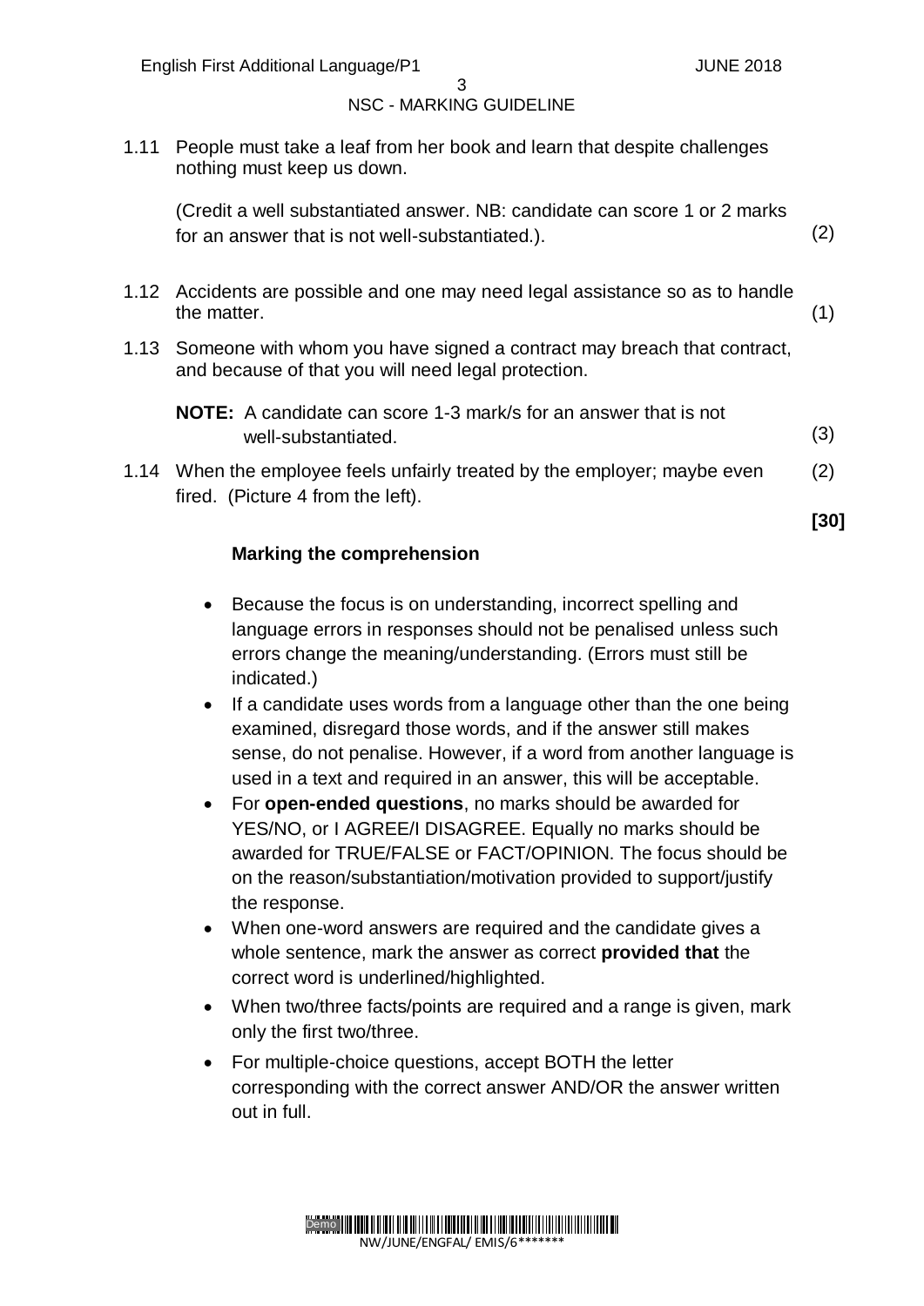1.11 People must take a leaf from her book and learn that despite challenges nothing must keep us down.

(Credit a well substantiated answer. NB: candidate can score 1 or 2 marks for an answer that is not well-substantiated.). (2)

1.12 Accidents are possible and one may need legal assistance so as to handle the matter. (1)

1.13 Someone with whom you have signed a contract may breach that contract, and because of that you will need legal protection.

**NOTE:** A candidate can score 1-3 mark/s for an answer that is not well-substantiated. (3)

1.14 When the employee feels unfairly treated by the employer; maybe even fired. (Picture 4 from the left). (2)

**[30]**

**Marking the comprehension**

- Because the focus is on understanding, incorrect spelling and language errors in responses should not be penalised unless such errors change the meaning/understanding. (Errors must still be indicated.)
- If a candidate uses words from a language other than the one being examined, disregard those words, and if the answer still makes sense, do not penalise. However, if a word from another language is used in a text and required in an answer, this will be acceptable.
- For **open-ended questions**, no marks should be awarded for YES/NO, or I AGREE/I DISAGREE. Equally no marks should be awarded for TRUE/FALSE or FACT/OPINION. The focus should be on the reason/substantiation/motivation provided to support/justify the response.
- When one-word answers are required and the candidate gives a whole sentence, mark the answer as correct **provided that** the correct word is underlined/highlighted.
- When two/three facts/points are required and a range is given, mark only the first two/three.
- For multiple-choice questions, accept BOTH the letter corresponding with the correct answer AND/OR the answer written out in full.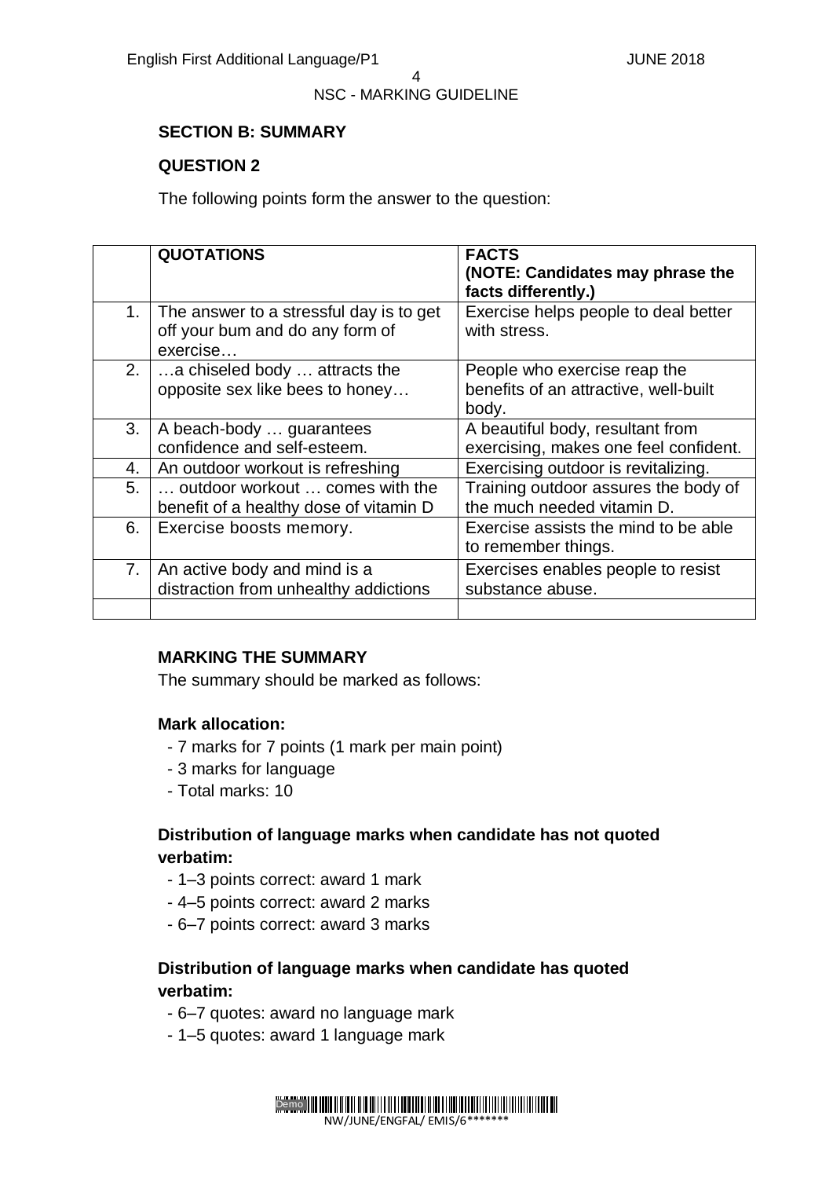## SECTION B: SUMMARY

### QUESTION 2

The following points form the answer to the question:

| | QUOTATIONS | FACTS (NOTE: Candidates may phrase the facts differently.) |
|---|---|---|
| 1. | The answer to a stressful day is to get off your bum and do any form of exercise… | Exercise helps people to deal better with stress. |
| 2. | …a chiseled body … attracts the opposite sex like bees to honey… | People who exercise reap the benefits of an attractive, well-built body. |
| 3. | A beach-body … guarantees confidence and self-esteem. | A beautiful body, resultant from exercising, makes one feel confident. |
| 4. | An outdoor workout is refreshing | Exercising outdoor is revitalizing. |
| 5. | … outdoor workout … comes with the benefit of a healthy dose of vitamin D | Training outdoor assures the body of the much needed vitamin D. |
| 6. | Exercise boosts memory. | Exercise assists the mind to be able to remember things. |
| 7. | An active body and mind is a distraction from unhealthy addictions | Exercises enables people to resist substance abuse. |
| | | |

**MARKING THE SUMMARY**

The summary should be marked as follows:

**Mark allocation:**

- 7 marks for 7 points (1 mark per main point)
- 3 marks for language
- Total marks: 10

**Distribution of language marks when candidate has not quoted verbatim:**

- 1–3 points correct: award 1 mark
- 4–5 points correct: award 2 marks
- 6–7 points correct: award 3 marks

**Distribution of language marks when candidate has quoted verbatim:**

- 6–7 quotes: award no language mark
- 1–5 quotes: award 1 language mark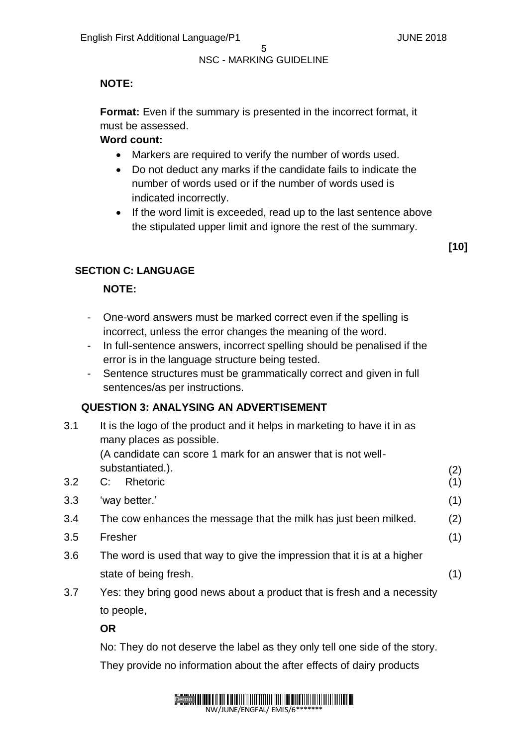**NOTE:**

**Format:** Even if the summary is presented in the incorrect format, it must be assessed.

**Word count:**

- Markers are required to verify the number of words used.
- Do not deduct any marks if the candidate fails to indicate the number of words used or if the number of words used is indicated incorrectly.
- If the word limit is exceeded, read up to the last sentence above the stipulated upper limit and ignore the rest of the summary.

**[10]**

## SECTION C: LANGUAGE

**NOTE:**

- One-word answers must be marked correct even if the spelling is incorrect, unless the error changes the meaning of the word.
- In full-sentence answers, incorrect spelling should be penalised if the error is in the language structure being tested.
- Sentence structures must be grammatically correct and given in full sentences/as per instructions.

### QUESTION 3: ANALYSING AN ADVERTISEMENT

3.1 It is the logo of the product and it helps in marketing to have it in as many places as possible.
(A candidate can score 1 mark for an answer that is not well-substantiated.). (2)

3.2 C: Rhetoric (1)

3.3 'way better.' (1)

3.4 The cow enhances the message that the milk has just been milked. (2)

3.5 Fresher (1)

3.6 The word is used that way to give the impression that it is at a higher state of being fresh. (1)

3.7 Yes: they bring good news about a product that is fresh and a necessity to people,

**OR**

No: They do not deserve the label as they only tell one side of the story. They provide no information about the after effects of dairy products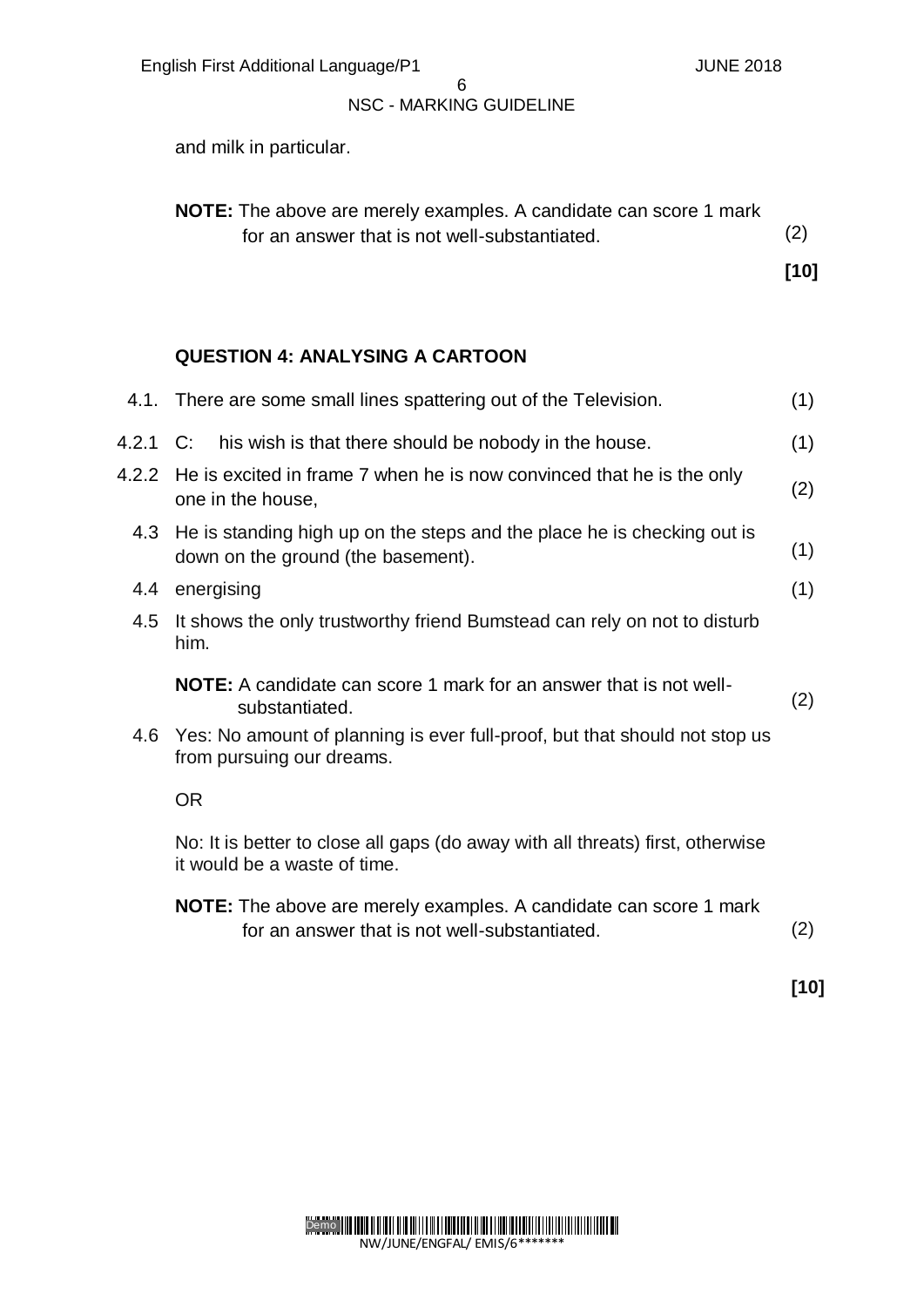and milk in particular.

**NOTE:** The above are merely examples. A candidate can score 1 mark for an answer that is not well-substantiated. (2)

**[10]**

## QUESTION 4: ANALYSING A CARTOON

4.1. There are some small lines spattering out of the Television. (1)

4.2.1 C: his wish is that there should be nobody in the house. (1)

4.2.2 He is excited in frame 7 when he is now convinced that he is the only one in the house, (2)

4.3 He is standing high up on the steps and the place he is checking out is down on the ground (the basement). (1)

4.4 energising (1)

4.5 It shows the only trustworthy friend Bumstead can rely on not to disturb him.

**NOTE:** A candidate can score 1 mark for an answer that is not well-substantiated. (2)

4.6 Yes: No amount of planning is ever full-proof, but that should not stop us from pursuing our dreams.

OR

No: It is better to close all gaps (do away with all threats) first, otherwise it would be a waste of time.

**NOTE:** The above are merely examples. A candidate can score 1 mark for an answer that is not well-substantiated. (2)

**[10]**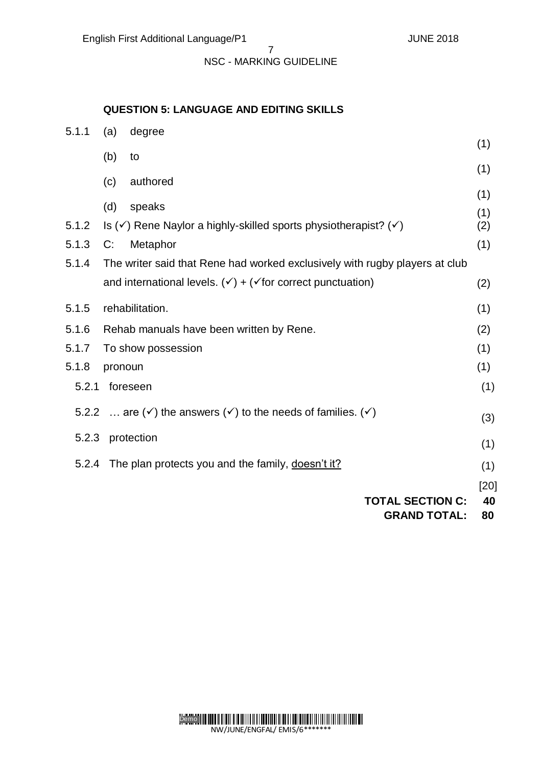## QUESTION 5: LANGUAGE AND EDITING SKILLS

| | | |
|---|---|---|
| 5.1.1 | (a) degree | (1) |
| | (b) to | (1) |
| | (c) authored | (1) |
| | (d) speaks | (1) |
| 5.1.2 | Is (✓) Rene Naylor a highly-skilled sports physiotherapist? (✓) | (2) |
| 5.1.3 | C: Metaphor | (1) |
| 5.1.4 | The writer said that Rene had worked exclusively with rugby players at club and international levels. (✓) + (✓for correct punctuation) | (2) |
| 5.1.5 | rehabilitation. | (1) |
| 5.1.6 | Rehab manuals have been written by Rene. | (2) |
| 5.1.7 | To show possession | (1) |
| 5.1.8 | pronoun | (1) |
| 5.2.1 | foreseen | (1) |
| 5.2.2 | … are (✓) the answers (✓) to the needs of families. (✓) | (3) |
| 5.2.3 | protection | (1) |
| 5.2.4 | The plan protects you and the family, <u>doesn't it?</u> | (1) |
| | | [20] |

**TOTAL SECTION C: 40**

**GRAND TOTAL: 80**